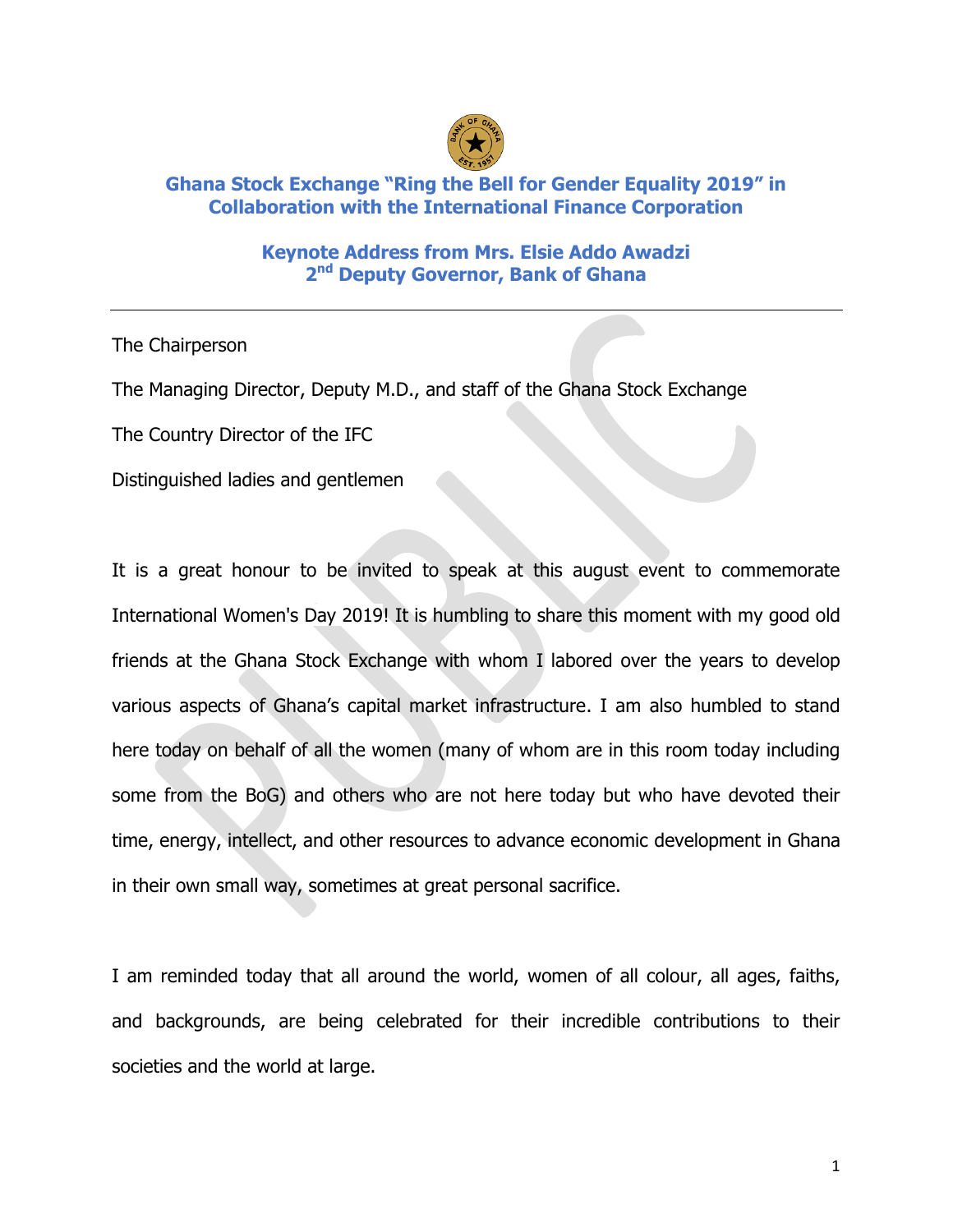# Ghana Stock Exchange "Ring the Bell for Gender Equality 2019" in Collaboration with the International Finance Corporation

## Keynote Address from Mrs. Elsie Addo Awadzi 2nd Deputy Governor, Bank of Ghana

---

The Chairperson

The Managing Director, Deputy M.D., and staff of the Ghana Stock Exchange

The Country Director of the IFC

Distinguished ladies and gentlemen

It is a great honour to be invited to speak at this august event to commemorate International Women's Day 2019! It is humbling to share this moment with my good old friends at the Ghana Stock Exchange with whom I labored over the years to develop various aspects of Ghana's capital market infrastructure. I am also humbled to stand here today on behalf of all the women (many of whom are in this room today including some from the BoG) and others who are not here today but who have devoted their time, energy, intellect, and other resources to advance economic development in Ghana in their own small way, sometimes at great personal sacrifice.

I am reminded today that all around the world, women of all colour, all ages, faiths, and backgrounds, are being celebrated for their incredible contributions to their societies and the world at large.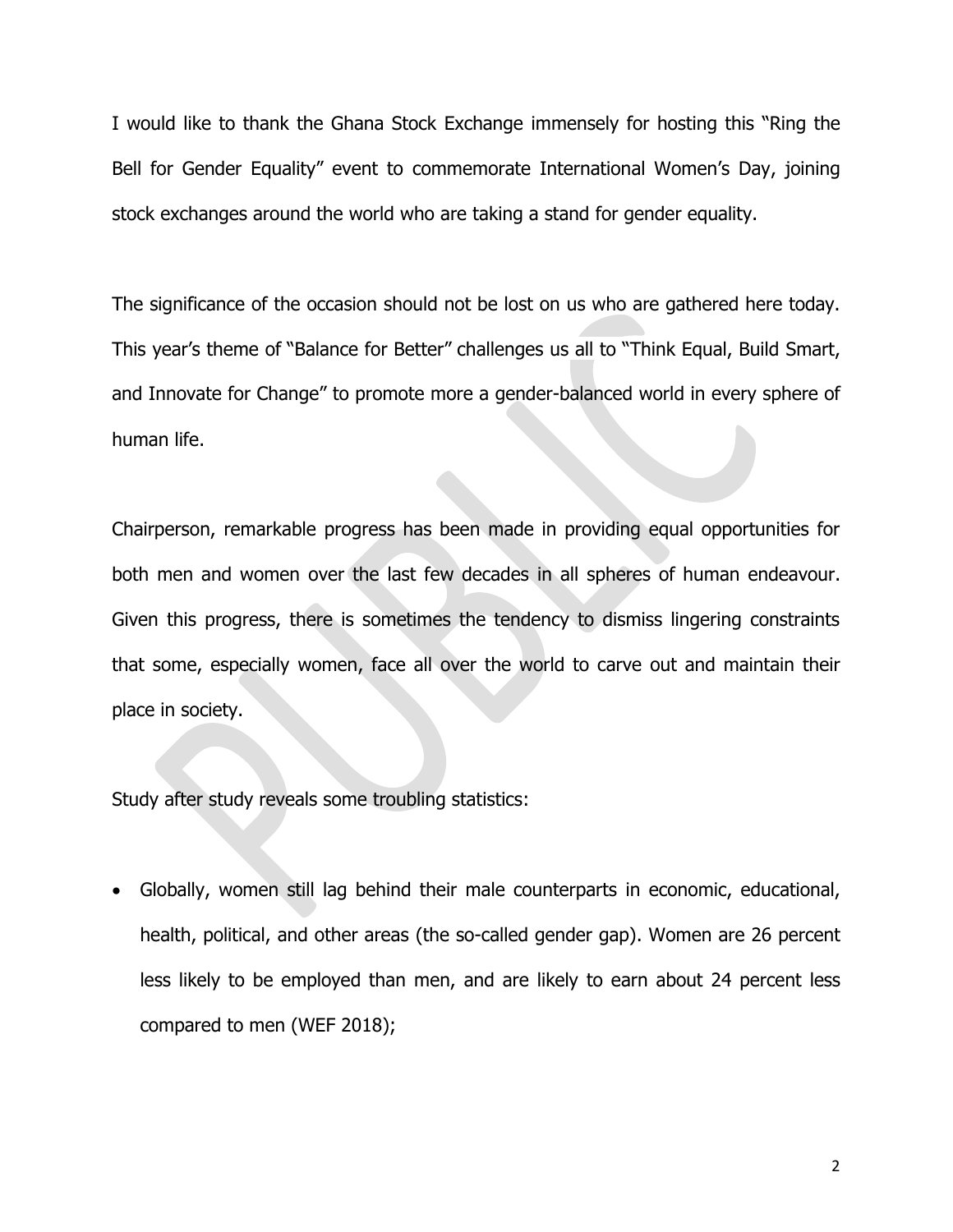I would like to thank the Ghana Stock Exchange immensely for hosting this "Ring the Bell for Gender Equality" event to commemorate International Women's Day, joining stock exchanges around the world who are taking a stand for gender equality.

The significance of the occasion should not be lost on us who are gathered here today. This year's theme of "Balance for Better" challenges us all to "Think Equal, Build Smart, and Innovate for Change" to promote more a gender-balanced world in every sphere of human life.

Chairperson, remarkable progress has been made in providing equal opportunities for both men and women over the last few decades in all spheres of human endeavour. Given this progress, there is sometimes the tendency to dismiss lingering constraints that some, especially women, face all over the world to carve out and maintain their place in society.

Study after study reveals some troubling statistics:

- Globally, women still lag behind their male counterparts in economic, educational, health, political, and other areas (the so-called gender gap). Women are 26 percent less likely to be employed than men, and are likely to earn about 24 percent less compared to men (WEF 2018);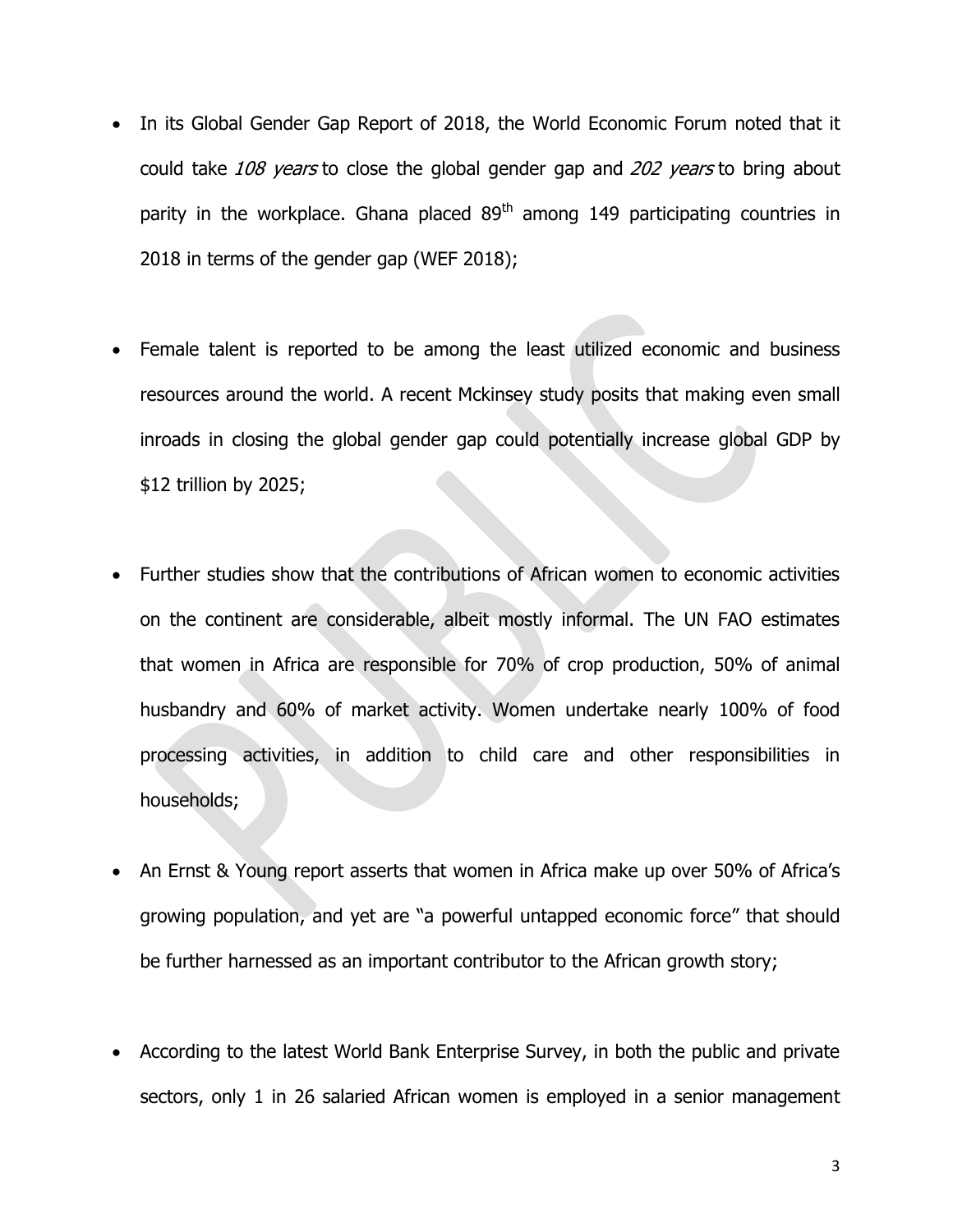- In its Global Gender Gap Report of 2018, the World Economic Forum noted that it could take *108 years* to close the global gender gap and *202 years* to bring about parity in the workplace. Ghana placed 89th among 149 participating countries in 2018 in terms of the gender gap (WEF 2018);

- Female talent is reported to be among the least utilized economic and business resources around the world. A recent Mckinsey study posits that making even small inroads in closing the global gender gap could potentially increase global GDP by $12 trillion by 2025;

- Further studies show that the contributions of African women to economic activities on the continent are considerable, albeit mostly informal. The UN FAO estimates that women in Africa are responsible for 70% of crop production, 50% of animal husbandry and 60% of market activity. Women undertake nearly 100% of food processing activities, in addition to child care and other responsibilities in households;

- An Ernst & Young report asserts that women in Africa make up over 50% of Africa's growing population, and yet are "a powerful untapped economic force" that should be further harnessed as an important contributor to the African growth story;

- According to the latest World Bank Enterprise Survey, in both the public and private sectors, only 1 in 26 salaried African women is employed in a senior management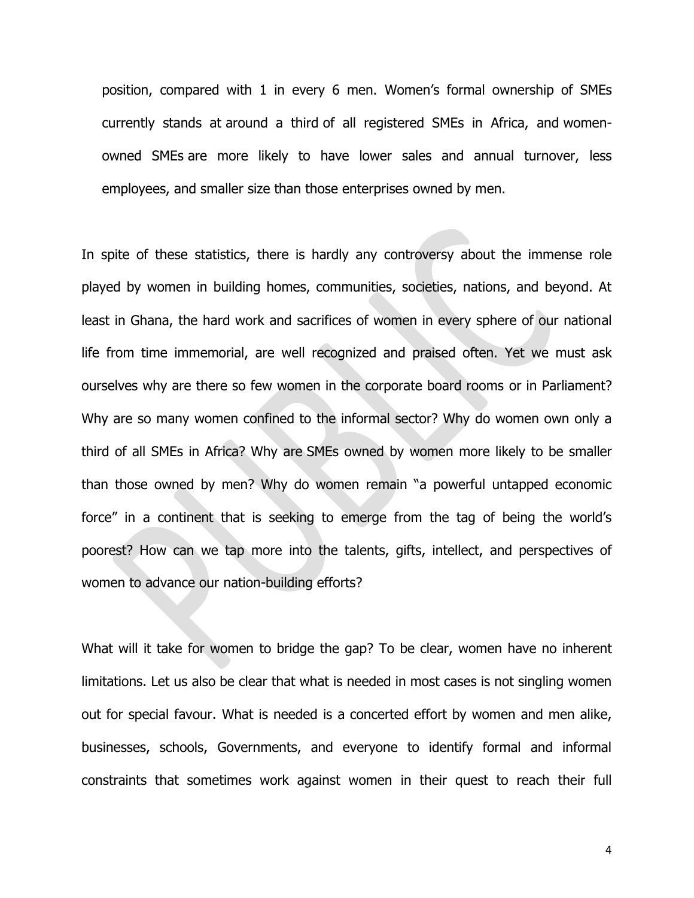position, compared with 1 in every 6 men. Women's formal ownership of SMEs currently stands at around a third of all registered SMEs in Africa, and women-owned SMEs are more likely to have lower sales and annual turnover, less employees, and smaller size than those enterprises owned by men.

In spite of these statistics, there is hardly any controversy about the immense role played by women in building homes, communities, societies, nations, and beyond. At least in Ghana, the hard work and sacrifices of women in every sphere of our national life from time immemorial, are well recognized and praised often. Yet we must ask ourselves why are there so few women in the corporate board rooms or in Parliament? Why are so many women confined to the informal sector? Why do women own only a third of all SMEs in Africa? Why are SMEs owned by women more likely to be smaller than those owned by men? Why do women remain "a powerful untapped economic force" in a continent that is seeking to emerge from the tag of being the world's poorest? How can we tap more into the talents, gifts, intellect, and perspectives of women to advance our nation-building efforts?

What will it take for women to bridge the gap? To be clear, women have no inherent limitations. Let us also be clear that what is needed in most cases is not singling women out for special favour. What is needed is a concerted effort by women and men alike, businesses, schools, Governments, and everyone to identify formal and informal constraints that sometimes work against women in their quest to reach their full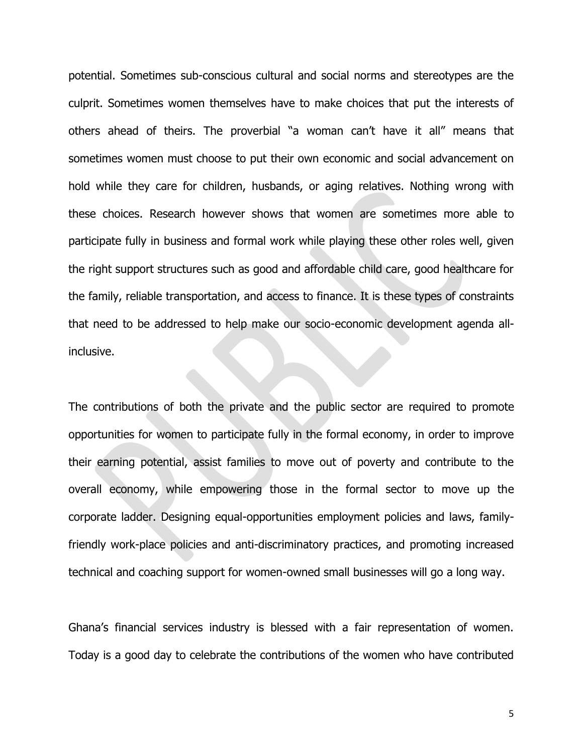potential. Sometimes sub-conscious cultural and social norms and stereotypes are the culprit. Sometimes women themselves have to make choices that put the interests of others ahead of theirs. The proverbial "a woman can't have it all" means that sometimes women must choose to put their own economic and social advancement on hold while they care for children, husbands, or aging relatives. Nothing wrong with these choices. Research however shows that women are sometimes more able to participate fully in business and formal work while playing these other roles well, given the right support structures such as good and affordable child care, good healthcare for the family, reliable transportation, and access to finance. It is these types of constraints that need to be addressed to help make our socio-economic development agenda all-inclusive.

The contributions of both the private and the public sector are required to promote opportunities for women to participate fully in the formal economy, in order to improve their earning potential, assist families to move out of poverty and contribute to the overall economy, while empowering those in the formal sector to move up the corporate ladder. Designing equal-opportunities employment policies and laws, family-friendly work-place policies and anti-discriminatory practices, and promoting increased technical and coaching support for women-owned small businesses will go a long way.

Ghana's financial services industry is blessed with a fair representation of women. Today is a good day to celebrate the contributions of the women who have contributed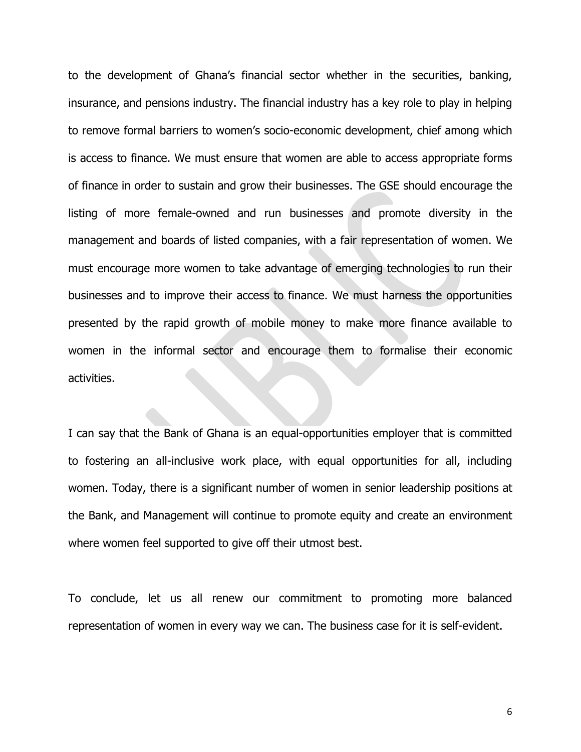to the development of Ghana's financial sector whether in the securities, banking, insurance, and pensions industry. The financial industry has a key role to play in helping to remove formal barriers to women's socio-economic development, chief among which is access to finance. We must ensure that women are able to access appropriate forms of finance in order to sustain and grow their businesses. The GSE should encourage the listing of more female-owned and run businesses and promote diversity in the management and boards of listed companies, with a fair representation of women. We must encourage more women to take advantage of emerging technologies to run their businesses and to improve their access to finance. We must harness the opportunities presented by the rapid growth of mobile money to make more finance available to women in the informal sector and encourage them to formalise their economic activities.

I can say that the Bank of Ghana is an equal-opportunities employer that is committed to fostering an all-inclusive work place, with equal opportunities for all, including women. Today, there is a significant number of women in senior leadership positions at the Bank, and Management will continue to promote equity and create an environment where women feel supported to give off their utmost best.

To conclude, let us all renew our commitment to promoting more balanced representation of women in every way we can. The business case for it is self-evident.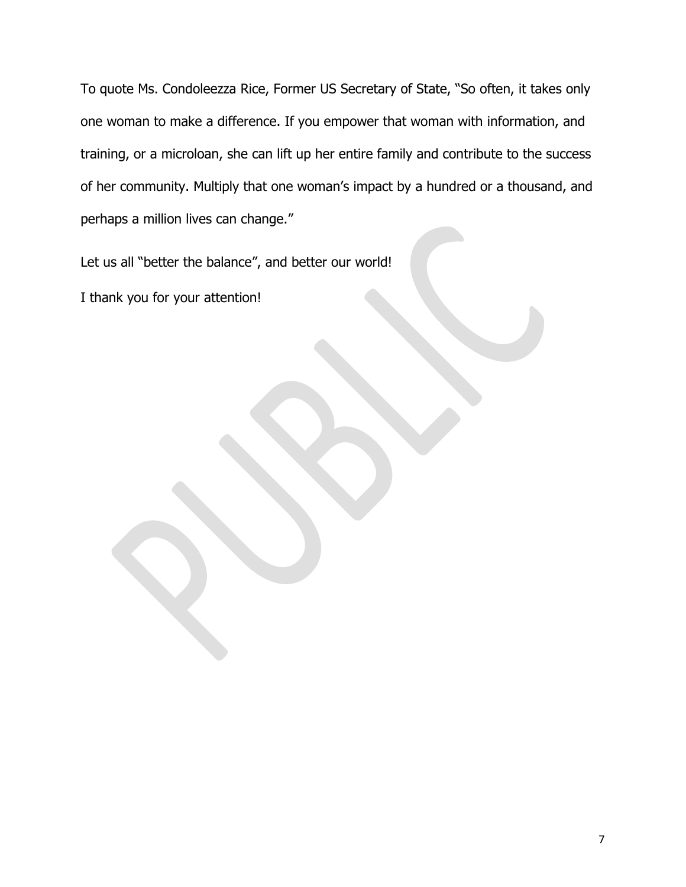To quote Ms. Condoleezza Rice, Former US Secretary of State, "So often, it takes only one woman to make a difference. If you empower that woman with information, and training, or a microloan, she can lift up her entire family and contribute to the success of her community. Multiply that one woman's impact by a hundred or a thousand, and perhaps a million lives can change."

Let us all "better the balance", and better our world!

I thank you for your attention!